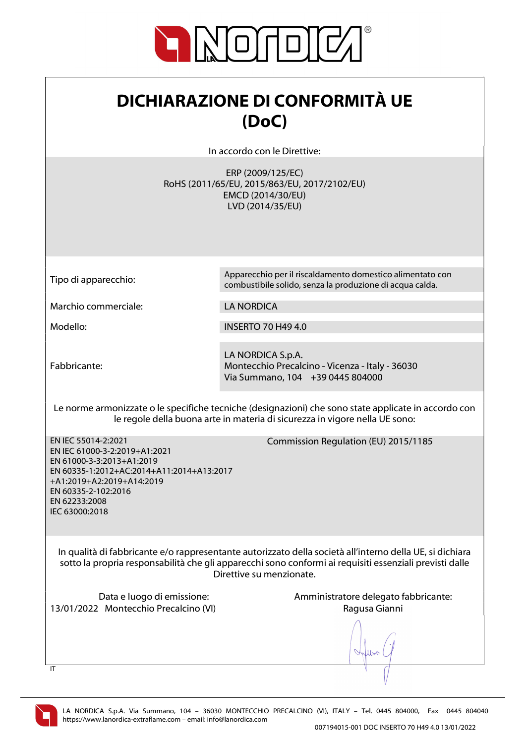# DICHIARAZIONE DI CONFORMITÀ UE (DoC)

In accordo con le Direttive:

ERP (2009/125/EC)
RoHS (2011/65/EU, 2015/863/EU, 2017/2102/EU)
EMCD (2014/30/EU)
LVD (2014/35/EU)

| | |
|---|---|
| Tipo di apparecchio: | Apparecchio per il riscaldamento domestico alimentato con combustibile solido, senza la produzione di acqua calda. |
| Marchio commerciale: | LA NORDICA |
| Modello: | INSERTO 70 H49 4.0 |
| Fabbricante: | LA NORDICA S.p.A.<br>Montecchio Precalcino - Vicenza - Italy - 36030<br>Via Summano, 104 +39 0445 804000 |

Le norme armonizzate o le specifiche tecniche (designazioni) che sono state applicate in accordo con le regole della buona arte in materia di sicurezza in vigore nella UE sono:

EN IEC 55014-2:2021
EN IEC 61000-3-2:2019+A1:2021
EN 61000-3-3:2013+A1:2019
EN 60335-1:2012+AC:2014+A11:2014+A13:2017 +A1:2019+A2:2019+A14:2019
EN 60335-2-102:2016
EN 62233:2008
IEC 63000:2018

Commission Regulation (EU) 2015/1185

In qualità di fabbricante e/o rappresentante autorizzato della società all'interno della UE, si dichiara sotto la propria responsabilità che gli apparecchi sono conformi ai requisiti essenziali previsti dalle Direttive su menzionate.

Data e luogo di emissione:
13/01/2022 Montecchio Precalcino (VI)

Amministratore delegato fabbricante:
Ragusa Gianni

IT

LA NORDICA S.p.A. Via Summano, 104 – 36030 MONTECCHIO PRECALCINO (VI), ITALY – Tel. 0445 804000, Fax 0445 804040
https://www.lanordica-extraflame.com – email: info@lanordica.com

007194015-001 DOC INSERTO 70 H49 4.0 13/01/2022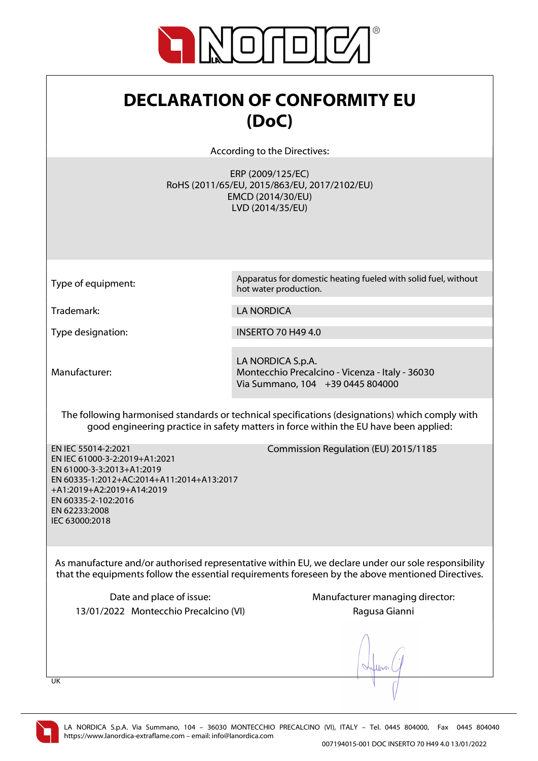# DECLARATION OF CONFORMITY EU (DoC)

According to the Directives:

ERP (2009/125/EC)
RoHS (2011/65/EU, 2015/863/EU, 2017/2102/EU)
EMCD (2014/30/EU)
LVD (2014/35/EU)

| | |
|---|---|
| Type of equipment: | Apparatus for domestic heating fueled with solid fuel, without hot water production. |
| Trademark: | LA NORDICA |
| Type designation: | INSERTO 70 H49 4.0 |
| Manufacturer: | LA NORDICA S.p.A.<br>Montecchio Precalcino - Vicenza - Italy - 36030<br>Via Summano, 104 +39 0445 804000 |

The following harmonised standards or technical specifications (designations) which comply with good engineering practice in safety matters in force within the EU have been applied:

EN IEC 55014-2:2021
EN IEC 61000-3-2:2019+A1:2021
EN 61000-3-3:2013+A1:2019
EN 60335-1:2012+AC:2014+A11:2014+A13:2017+A1:2019+A2:2019+A14:2019
EN 60335-2-102:2016
EN 62233:2008
IEC 63000:2018

Commission Regulation (EU) 2015/1185

As manufacture and/or authorised representative within EU, we declare under our sole responsibility that the equipments follow the essential requirements foreseen by the above mentioned Directives.

Date and place of issue:
13/01/2022 Montecchio Precalcino (VI)

Manufacturer managing director:
Ragusa Gianni

UK

LA NORDICA S.p.A. Via Summano, 104 – 36030 MONTECCHIO PRECALCINO (VI), ITALY – Tel. 0445 804000, Fax 0445 804040
https://www.lanordica-extraflame.com – email: info@lanordica.com

007194015-001 DOC INSERTO 70 H49 4.0 13/01/2022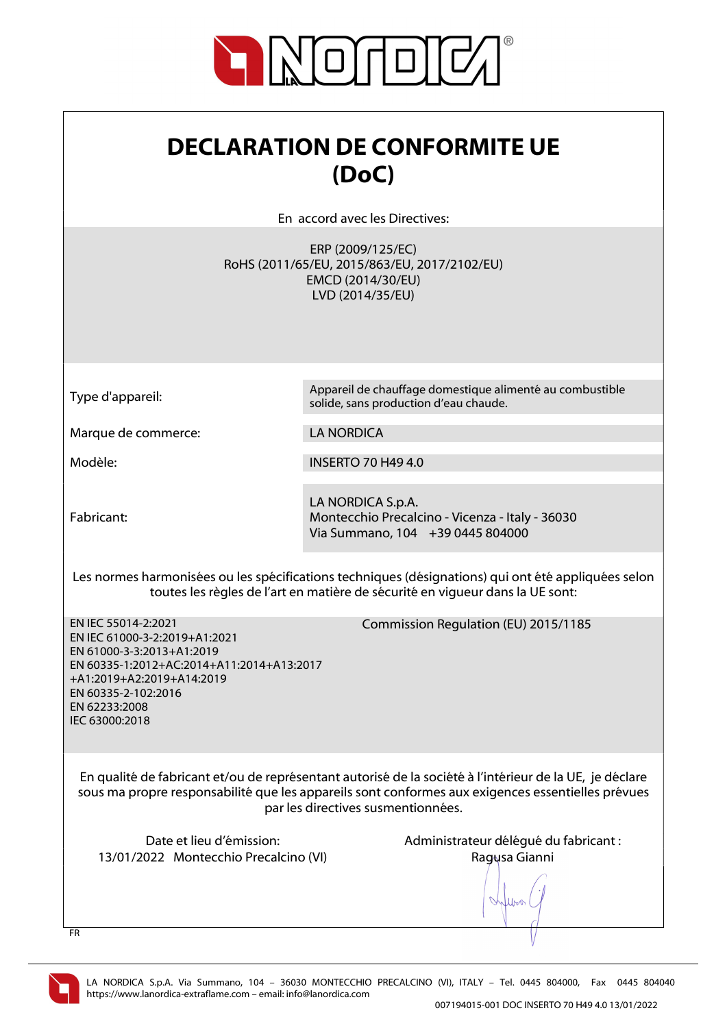# DECLARATION DE CONFORMITE UE (DoC)

En accord avec les Directives:

ERP (2009/125/EC)
RoHS (2011/65/EU, 2015/863/EU, 2017/2102/EU)
EMCD (2014/30/EU)
LVD (2014/35/EU)

| | |
|---|---|
| Type d'appareil: | Appareil de chauffage domestique alimenté au combustible solide, sans production d'eau chaude. |
| Marque de commerce: | LA NORDICA |
| Modèle: | INSERTO 70 H49 4.0 |
| Fabricant: | LA NORDICA S.p.A.<br>Montecchio Precalcino - Vicenza - Italy - 36030<br>Via Summano, 104 +39 0445 804000 |

Les normes harmonisées ou les spécifications techniques (désignations) qui ont été appliquées selon toutes les règles de l'art en matière de sécurité en vigueur dans la UE sont:

EN IEC 55014-2:2021
EN IEC 61000-3-2:2019+A1:2021
EN 61000-3-3:2013+A1:2019
EN 60335-1:2012+AC:2014+A11:2014+A13:2017 +A1:2019+A2:2019+A14:2019
EN 60335-2-102:2016
EN 62233:2008
IEC 63000:2018

Commission Regulation (EU) 2015/1185

En qualité de fabricant et/ou de représentant autorisé de la société à l'intérieur de la UE, je déclare sous ma propre responsabilité que les appareils sont conformes aux exigences essentielles prévues par les directives susmentionnées.

Date et lieu d'émission:
13/01/2022 Montecchio Precalcino (VI)

Administrateur délégué du fabricant :
Ragusa Gianni

FR

LA NORDICA S.p.A. Via Summano, 104 – 36030 MONTECCHIO PRECALCINO (VI), ITALY – Tel. 0445 804000, Fax 0445 804040
https://www.lanordica-extraflame.com – email: info@lanordica.com

007194015-001 DOC INSERTO 70 H49 4.0 13/01/2022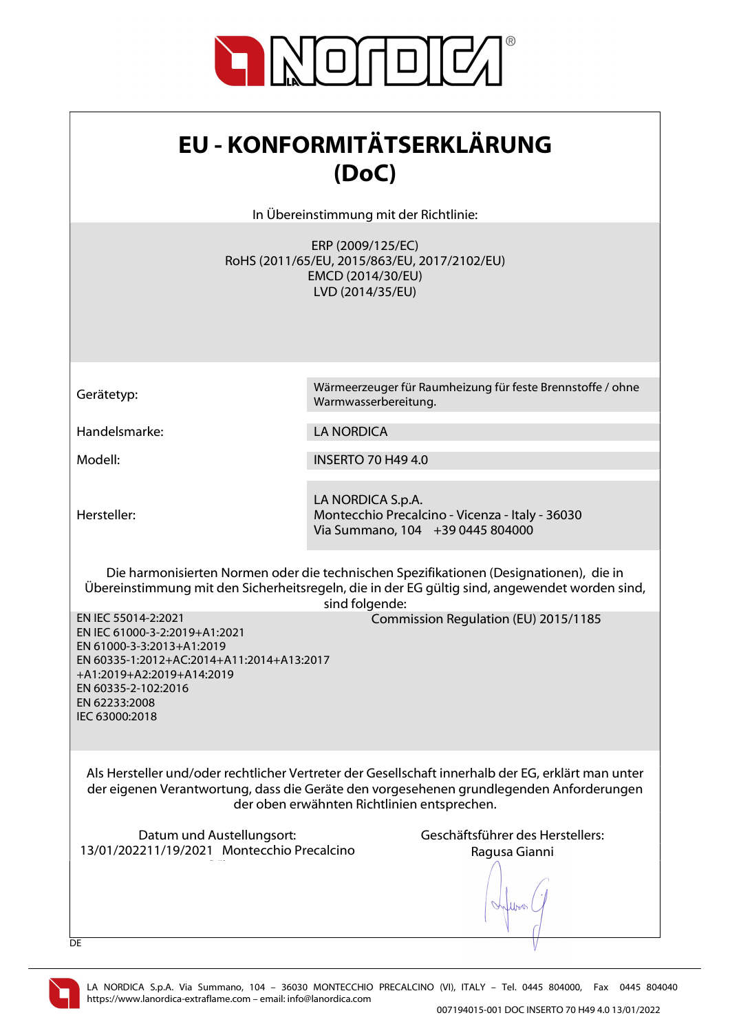# EU - KONFORMITÄTSERKLÄRUNG (DoC)

In Übereinstimmung mit der Richtlinie:

ERP (2009/125/EC)
RoHS (2011/65/EU, 2015/863/EU, 2017/2102/EU)
EMCD (2014/30/EU)
LVD (2014/35/EU)

| | |
|---|---|
| Gerätetyp: | Wärmeerzeuger für Raumheizung für feste Brennstoffe / ohne Warmwasserbereitung. |
| Handelsmarke: | LA NORDICA |
| Modell: | INSERTO 70 H49 4.0 |
| Hersteller: | LA NORDICA S.p.A.<br>Montecchio Precalcino - Vicenza - Italy - 36030<br>Via Summano, 104 +39 0445 804000 |

Die harmonisierten Normen oder die technischen Spezifikationen (Designationen), die in Übereinstimmung mit den Sicherheitsregeln, die in der EG gültig sind, angewendet worden sind, sind folgende:

EN IEC 55014-2:2021
EN IEC 61000-3-2:2019+A1:2021
EN 61000-3-3:2013+A1:2019
EN 60335-1:2012+AC:2014+A11:2014+A13:2017 +A1:2019+A2:2019+A14:2019
EN 60335-2-102:2016
EN 62233:2008
IEC 63000:2018

Commission Regulation (EU) 2015/1185

Als Hersteller und/oder rechtlicher Vertreter der Gesellschaft innerhalb der EG, erklärt man unter der eigenen Verantwortung, dass die Geräte den vorgesehenen grundlegenden Anforderungen der oben erwähnten Richtlinien entsprechen.

Datum und Austellungsort:
13/01/202211/19/2021 Montecchio Precalcino

Geschäftsführer des Herstellers:
Ragusa Gianni

DE

LA NORDICA S.p.A. Via Summano, 104 – 36030 MONTECCHIO PRECALCINO (VI), ITALY – Tel. 0445 804000, Fax 0445 804040
https://www.lanordica-extraflame.com – email: info@lanordica.com

007194015-001 DOC INSERTO 70 H49 4.0 13/01/2022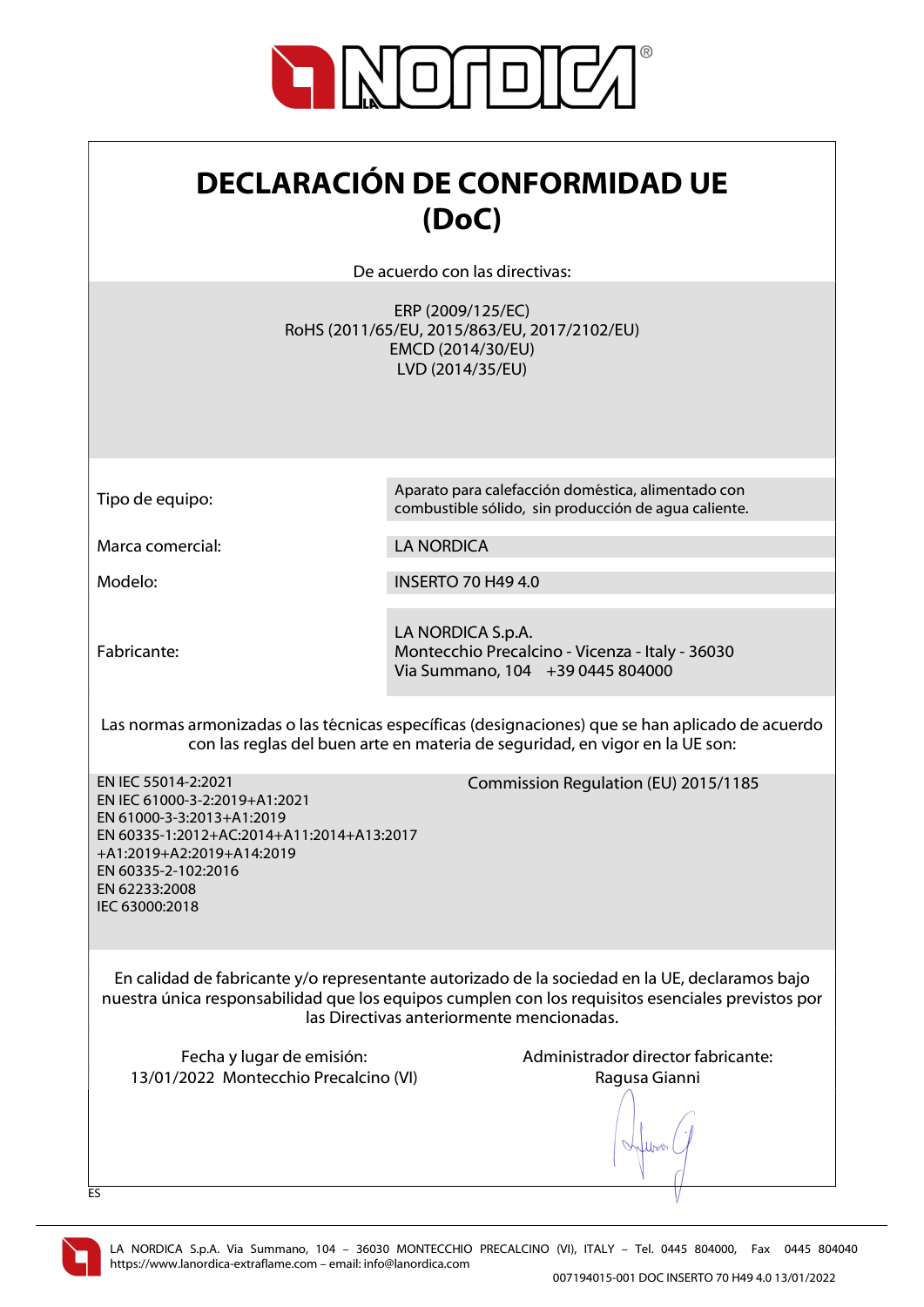# DECLARACIÓN DE CONFORMIDAD UE (DoC)

De acuerdo con las directivas:

ERP (2009/125/EC)
RoHS (2011/65/EU, 2015/863/EU, 2017/2102/EU)
EMCD (2014/30/EU)
LVD (2014/35/EU)

| | |
|---|---|
| Tipo de equipo: | Aparato para calefacción doméstica, alimentado con combustible sólido, sin producción de agua caliente. |
| Marca comercial: | LA NORDICA |
| Modelo: | INSERTO 70 H49 4.0 |
| Fabricante: | LA NORDICA S.p.A.<br>Montecchio Precalcino - Vicenza - Italy - 36030<br>Via Summano, 104 +39 0445 804000 |

Las normas armonizadas o las técnicas específicas (designaciones) que se han aplicado de acuerdo con las reglas del buen arte en materia de seguridad, en vigor en la UE son:

EN IEC 55014-2:2021
EN IEC 61000-3-2:2019+A1:2021
EN 61000-3-3:2013+A1:2019
EN 60335-1:2012+AC:2014+A11:2014+A13:2017 +A1:2019+A2:2019+A14:2019
EN 60335-2-102:2016
EN 62233:2008
IEC 63000:2018

Commission Regulation (EU) 2015/1185

En calidad de fabricante y/o representante autorizado de la sociedad en la UE, declaramos bajo nuestra única responsabilidad que los equipos cumplen con los requisitos esenciales previstos por las Directivas anteriormente mencionadas.

Fecha y lugar de emisión:
13/01/2022 Montecchio Precalcino (VI)

Administrador director fabricante:
Ragusa Gianni

ES

LA NORDICA S.p.A. Via Summano, 104 – 36030 MONTECCHIO PRECALCINO (VI), ITALY – Tel. 0445 804000, Fax 0445 804040
https://www.lanordica-extraflame.com – email: info@lanordica.com

007194015-001 DOC INSERTO 70 H49 4.0 13/01/2022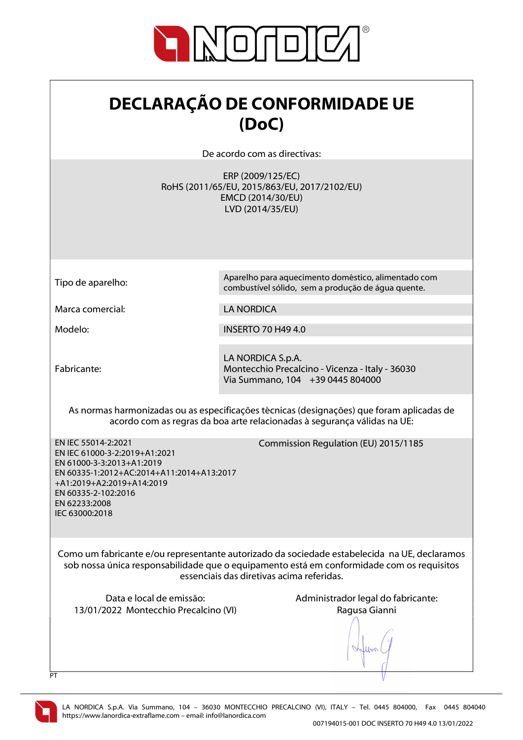# DECLARAÇÃO DE CONFORMIDADE UE (DoC)

De acordo com as directivas:

ERP (2009/125/EC)
RoHS (2011/65/EU, 2015/863/EU, 2017/2102/EU)
EMCD (2014/30/EU)
LVD (2014/35/EU)

| | |
|---|---|
| Tipo de aparelho: | Aparelho para aquecimento doméstico, alimentado com combustível sólido, sem a produção de água quente. |
| Marca comercial: | LA NORDICA |
| Modelo: | INSERTO 70 H49 4.0 |
| Fabricante: | LA NORDICA S.p.A.<br>Montecchio Precalcino - Vicenza - Italy - 36030<br>Via Summano, 104 +39 0445 804000 |

As normas harmonizadas ou as especificações técnicas (designações) que foram aplicadas de acordo com as regras da boa arte relacionadas à segurança válidas na UE:

EN IEC 55014-2:2021
EN IEC 61000-3-2:2019+A1:2021
EN 61000-3-3:2013+A1:2019
EN 60335-1:2012+AC:2014+A11:2014+A13:2017+A1:2019+A2:2019+A14:2019
EN 60335-2-102:2016
EN 62233:2008
IEC 63000:2018

Commission Regulation (EU) 2015/1185

Como um fabricante e/ou representante autorizado da sociedade estabelecida na UE, declaramos sob nossa única responsabilidade que o equipamento está em conformidade com os requisitos essenciais das diretivas acima referidas.

Data e local de emissão:
13/01/2022 Montecchio Precalcino (VI)

Administrador legal do fabricante:
Ragusa Gianni

PT

LA NORDICA S.p.A. Via Summano, 104 – 36030 MONTECCHIO PRECALCINO (VI), ITALY – Tel. 0445 804000, Fax 0445 804040
https://www.lanordica-extraflame.com – email: info@lanordica.com

007194015-001 DOC INSERTO 70 H49 4.0 13/01/2022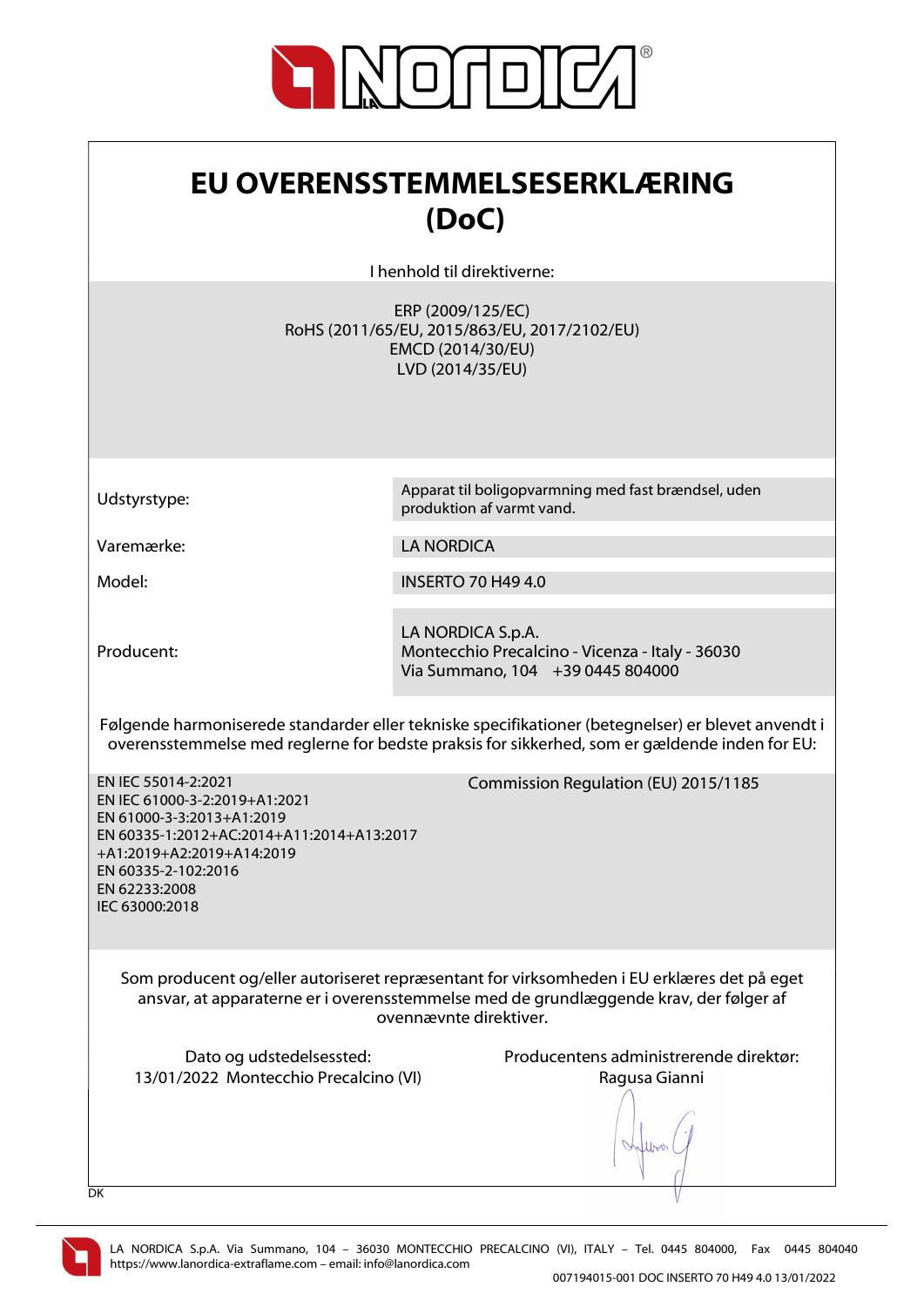# EU OVERENSSTEMMELSESERKLÆRING (DoC)

I henhold til direktiverne:

ERP (2009/125/EC)
RoHS (2011/65/EU, 2015/863/EU, 2017/2102/EU)
EMCD (2014/30/EU)
LVD (2014/35/EU)

| | |
|---|---|
| Udstyrstype: | Apparat til boligopvarmning med fast brændsel, uden produktion af varmt vand. |
| Varemærke: | LA NORDICA |
| Model: | INSERTO 70 H49 4.0 |
| Producent: | LA NORDICA S.p.A.<br>Montecchio Precalcino - Vicenza - Italy - 36030<br>Via Summano, 104 +39 0445 804000 |

Følgende harmoniserede standarder eller tekniske specifikationer (betegnelser) er blevet anvendt i overensstemmelse med reglerne for bedste praksis for sikkerhed, som er gældende inden for EU:

EN IEC 55014-2:2021
EN IEC 61000-3-2:2019+A1:2021
EN 61000-3-3:2013+A1:2019
EN 60335-1:2012+AC:2014+A11:2014+A13:2017+A1:2019+A2:2019+A14:2019
EN 60335-2-102:2016
EN 62233:2008
IEC 63000:2018

Commission Regulation (EU) 2015/1185

Som producent og/eller autoriseret repræsentant for virksomheden i EU erklæres det på eget ansvar, at apparaterne er i overensstemmelse med de grundlæggende krav, der følger af ovennævnte direktiver.

Dato og udstedelsessted:
13/01/2022 Montecchio Precalcino (VI)

Producentens administrerende direktør:
Ragusa Gianni

DK

LA NORDICA S.p.A. Via Summano, 104 – 36030 MONTECCHIO PRECALCINO (VI), ITALY – Tel. 0445 804000, Fax 0445 804040
https://www.lanordica-extraflame.com – email: info@lanordica.com

007194015-001 DOC INSERTO 70 H49 4.0 13/01/2022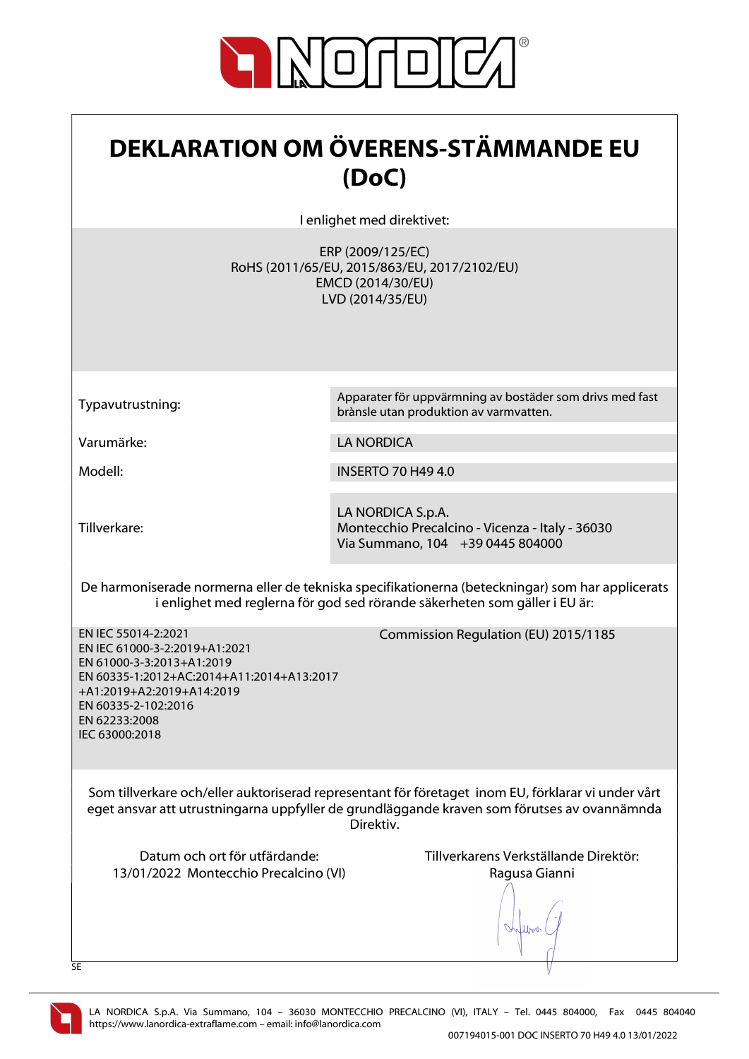# DEKLARATION OM ÖVERENS-STÄMMANDE EU (DoC)

I enlighet med direktivet:

ERP (2009/125/EC)
RoHS (2011/65/EU, 2015/863/EU, 2017/2102/EU)
EMCD (2014/30/EU)
LVD (2014/35/EU)

| | |
|---|---|
| Typavutrustning: | Apparater för uppvärmning av bostäder som drivs med fast brànsle utan produktion av varmvatten. |
| Varumärke: | LA NORDICA |
| Modell: | INSERTO 70 H49 4.0 |
| Tillverkare: | LA NORDICA S.p.A.<br>Montecchio Precalcino - Vicenza - Italy - 36030<br>Via Summano, 104   +39 0445 804000 |

De harmoniserade normerna eller de tekniska specifikationerna (beteckningar) som har applicerats i enlighet med reglerna för god sed rörande säkerheten som gäller i EU är:

EN IEC 55014-2:2021
EN IEC 61000-3-2:2019+A1:2021
EN 61000-3-3:2013+A1:2019
EN 60335-1:2012+AC:2014+A11:2014+A13:2017
+A1:2019+A2:2019+A14:2019
EN 60335-2-102:2016
EN 62233:2008
IEC 63000:2018

Commission Regulation (EU) 2015/1185

Som tillverkare och/eller auktoriserad representant för företaget inom EU, förklarar vi under vårt eget ansvar att utrustningarna uppfyller de grundläggande kraven som förutses av ovannämnda Direktiv.

Datum och ort för utfärdande:
13/01/2022 Montecchio Precalcino (VI)

Tillverkarens Verkställande Direktör:
Ragusa Gianni

SE

LA NORDICA S.p.A. Via Summano, 104 – 36030 MONTECCHIO PRECALCINO (VI), ITALY – Tel. 0445 804000, Fax 0445 804040
https://www.lanordica-extraflame.com – email: info@lanordica.com

007194015-001 DOC INSERTO 70 H49 4.0 13/01/2022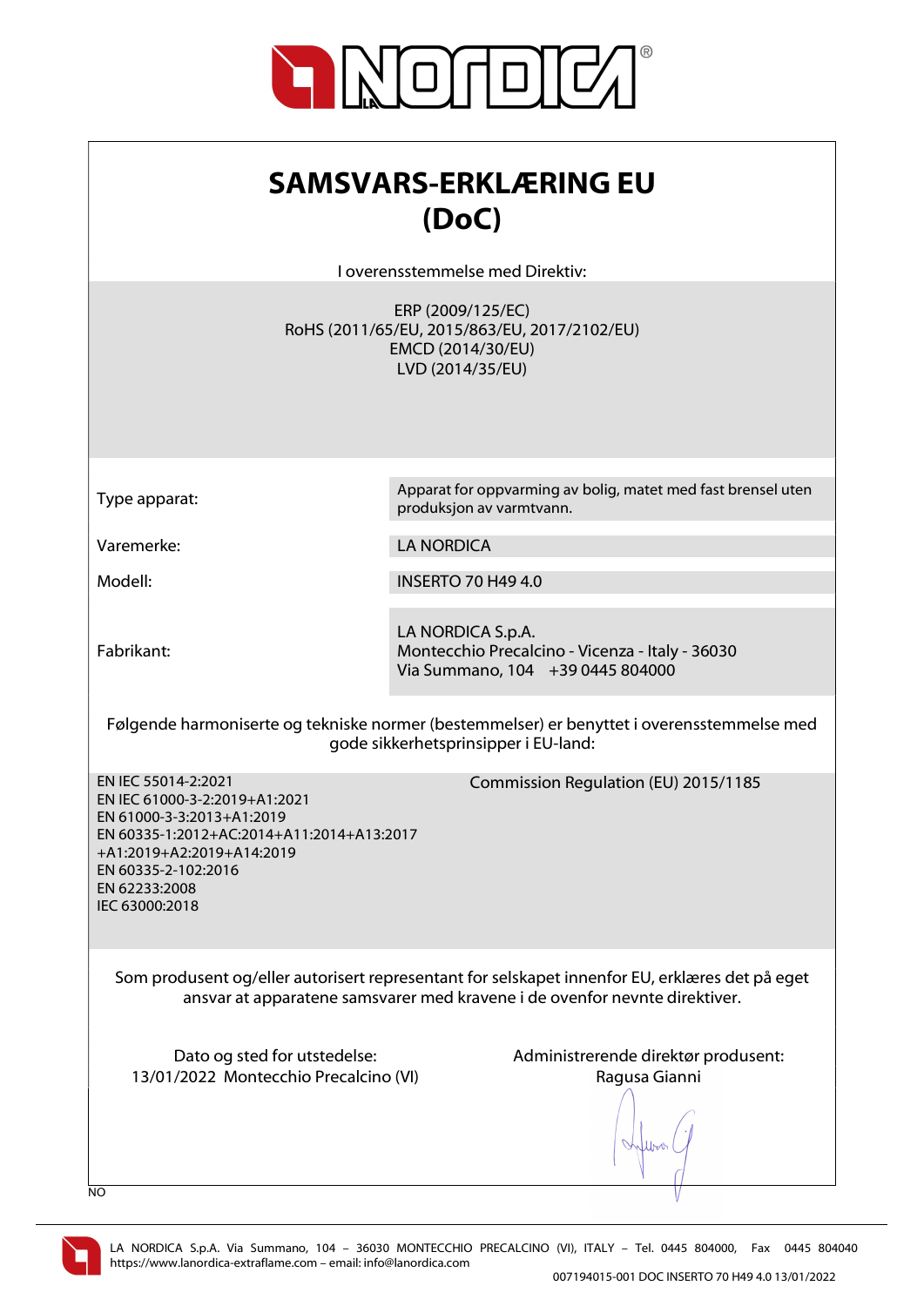# SAMSVARS-ERKLÆRING EU (DoC)

I overensstemmelse med Direktiv:

ERP (2009/125/EC)
RoHS (2011/65/EU, 2015/863/EU, 2017/2102/EU)
EMCD (2014/30/EU)
LVD (2014/35/EU)

| | |
|---|---|
| Type apparat: | Apparat for oppvarming av bolig, matet med fast brensel uten produksjon av varmtvann. |
| Varemerke: | LA NORDICA |
| Modell: | INSERTO 70 H49 4.0 |
| Fabrikant: | LA NORDICA S.p.A.<br>Montecchio Precalcino - Vicenza - Italy - 36030<br>Via Summano, 104    +39 0445 804000 |

Følgende harmoniserte og tekniske normer (bestemmelser) er benyttet i overensstemmelse med gode sikkerhetsprinsipper i EU-land:

EN IEC 55014-2:2021
EN IEC 61000-3-2:2019+A1:2021
EN 61000-3-3:2013+A1:2019
EN 60335-1:2012+AC:2014+A11:2014+A13:2017+A1:2019+A2:2019+A14:2019
EN 60335-2-102:2016
EN 62233:2008
IEC 63000:2018

Commission Regulation (EU) 2015/1185

Som produsent og/eller autorisert representant for selskapet innenfor EU, erklæres det på eget ansvar at apparatene samsvarer med kravene i de ovenfor nevnte direktiver.

Dato og sted for utstedelse:
13/01/2022 Montecchio Precalcino (VI)

Administrerende direktør produsent:
Ragusa Gianni

NO

LA NORDICA S.p.A. Via Summano, 104 – 36030 MONTECCHIO PRECALCINO (VI), ITALY – Tel. 0445 804000, Fax 0445 804040
https://www.lanordica-extraflame.com – email: info@lanordica.com

007194015-001 DOC INSERTO 70 H49 4.0 13/01/2022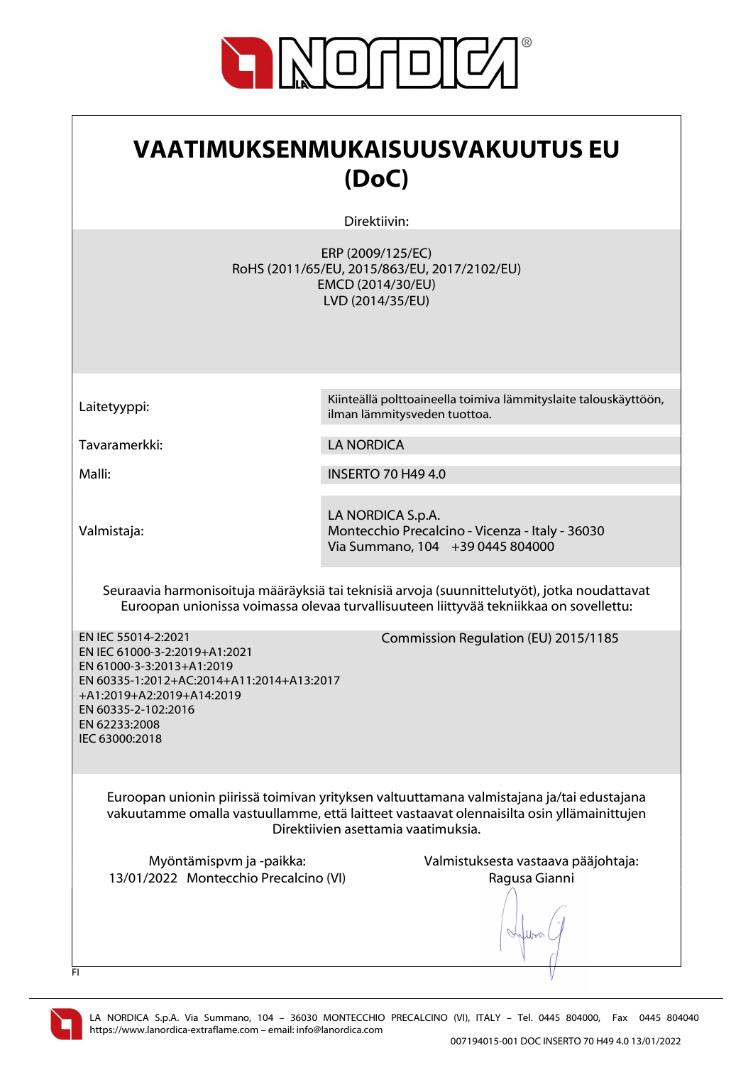# VAATIMUKSENMUKAISUUSVAKUUTUS EU (DoC)

Direktiivin:

ERP (2009/125/EC)
RoHS (2011/65/EU, 2015/863/EU, 2017/2102/EU)
EMCD (2014/30/EU)
LVD (2014/35/EU)

| | |
|---|---|
| Laitetyyppi: | Kiinteällä polttoaineella toimiva lämmityslaite talouskäyttöön, ilman lämmitysveden tuottoa. |
| Tavaramerkki: | LA NORDICA |
| Malli: | INSERTO 70 H49 4.0 |
| Valmistaja: | LA NORDICA S.p.A.<br>Montecchio Precalcino - Vicenza - Italy - 36030<br>Via Summano, 104 +39 0445 804000 |

Seuraavia harmonisoituja määräyksiä tai teknisiä arvoja (suunnittelutyöt), jotka noudattavat Euroopan unionissa voimassa olevaa turvallisuuteen liittyvää tekniikkaa on sovellettu:

EN IEC 55014-2:2021
EN IEC 61000-3-2:2019+A1:2021
EN 61000-3-3:2013+A1:2019
EN 60335-1:2012+AC:2014+A11:2014+A13:2017
+A1:2019+A2:2019+A14:2019
EN 60335-2-102:2016
EN 62233:2008
IEC 63000:2018

Commission Regulation (EU) 2015/1185

Euroopan unionin piirissä toimivan yrityksen valtuuttamana valmistajana ja/tai edustajana vakuutamme omalla vastuullamme, että laitteet vastaavat olennaisilta osin yllämainittujen Direktiivien asettamia vaatimuksia.

Myöntämispvm ja -paikka:
13/01/2022 Montecchio Precalcino (VI)

Valmistuksesta vastaava pääjohtaja:
Ragusa Gianni

FI

LA NORDICA S.p.A. Via Summano, 104 – 36030 MONTECCHIO PRECALCINO (VI), ITALY – Tel. 0445 804000, Fax 0445 804040
https://www.lanordica-extraflame.com – email: info@lanordica.com

007194015-001 DOC INSERTO 70 H49 4.0 13/01/2022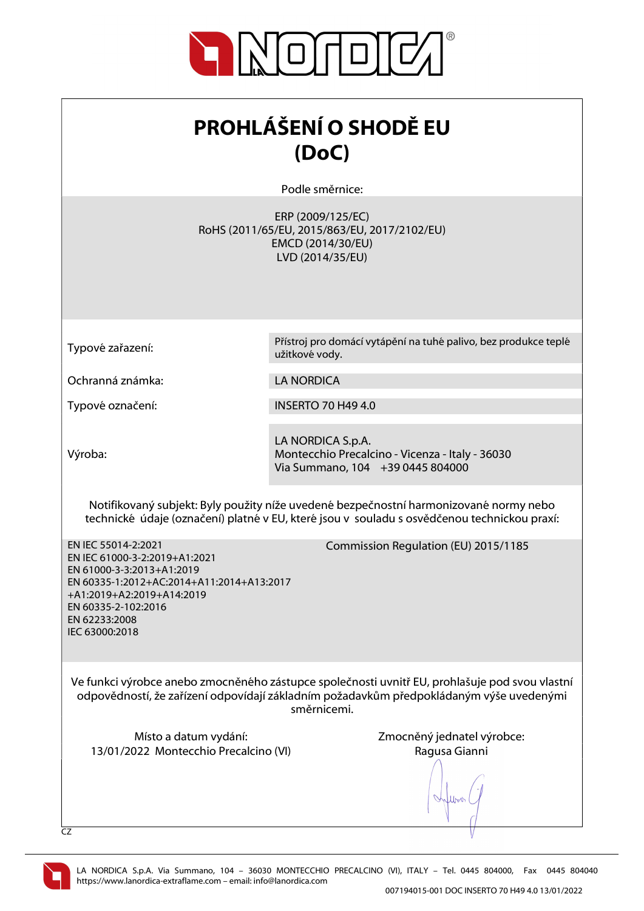# PROHLÁŠENÍ O SHODĚ EU (DoC)

Podle směrnice:

ERP (2009/125/EC)
RoHS (2011/65/EU, 2015/863/EU, 2017/2102/EU)
EMCD (2014/30/EU)
LVD (2014/35/EU)

| | |
|---|---|
| Typové zařazení: | Přístroj pro domácí vytápění na tuhé palivo, bez produkce teplé užitkové vody. |
| Ochranná známka: | LA NORDICA |
| Typové označení: | INSERTO 70 H49 4.0 |
| Výroba: | LA NORDICA S.p.A.<br>Montecchio Precalcino - Vicenza - Italy - 36030<br>Via Summano, 104 +39 0445 804000 |

Notifikovaný subjekt: Byly použity níže uvedené bezpečnostní harmonizované normy nebo technické údaje (označení) platné v EU, které jsou v souladu s osvědčenou technickou praxí:

EN IEC 55014-2:2021
EN IEC 61000-3-2:2019+A1:2021
EN 61000-3-3:2013+A1:2019
EN 60335-1:2012+AC:2014+A11:2014+A13:2017
+A1:2019+A2:2019+A14:2019
EN 60335-2-102:2016
EN 62233:2008
IEC 63000:2018

Commission Regulation (EU) 2015/1185

Ve funkci výrobce anebo zmocněného zástupce společnosti uvnitř EU, prohlašuje pod svou vlastní odpovědností, že zařízení odpovídají základním požadavkům předpokládaným výše uvedenými směrnicemi.

Místo a datum vydání:
13/01/2022 Montecchio Precalcino (VI)

Zmocněný jednatel výrobce:
Ragusa Gianni

CZ

LA NORDICA S.p.A. Via Summano, 104 – 36030 MONTECCHIO PRECALCINO (VI), ITALY – Tel. 0445 804000, Fax 0445 804040
https://www.lanordica-extraflame.com – email: info@lanordica.com

007194015-001 DOC INSERTO 70 H49 4.0 13/01/2022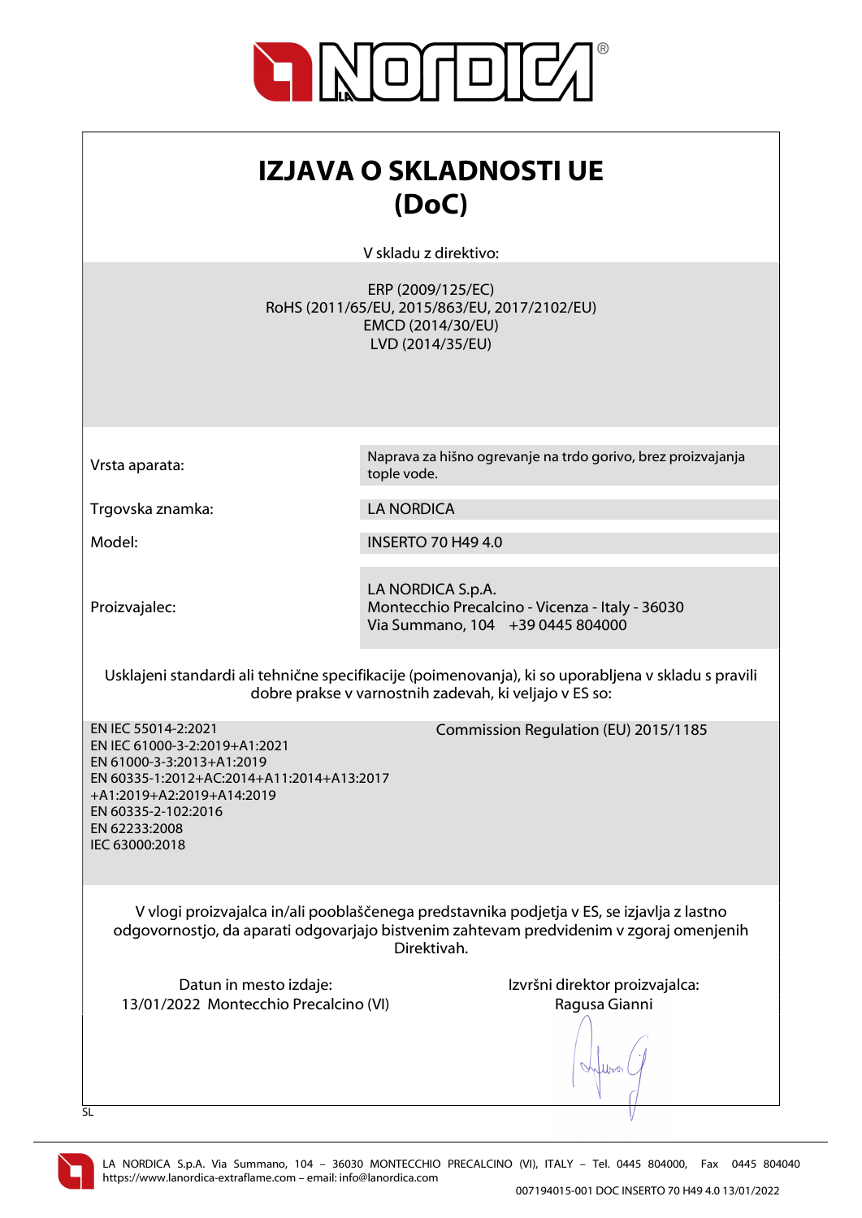# IZJAVA O SKLADNOSTI UE (DoC)

V skladu z direktivo:

ERP (2009/125/EC)
RoHS (2011/65/EU, 2015/863/EU, 2017/2102/EU)
EMCD (2014/30/EU)
LVD (2014/35/EU)

| | |
|---|---|
| Vrsta aparata: | Naprava za hišno ogrevanje na trdo gorivo, brez proizvajanja tople vode. |
| Trgovska znamka: | LA NORDICA |
| Model: | INSERTO 70 H49 4.0 |
| Proizvajalec: | LA NORDICA S.p.A.<br>Montecchio Precalcino - Vicenza - Italy - 36030<br>Via Summano, 104 +39 0445 804000 |

Usklajeni standardi ali tehnične specifikacije (poimenovanja), ki so uporabljena v skladu s pravili dobre prakse v varnostnih zadevah, ki veljajo v ES so:

EN IEC 55014-2:2021
EN IEC 61000-3-2:2019+A1:2021
EN 61000-3-3:2013+A1:2019
EN 60335-1:2012+AC:2014+A11:2014+A13:2017+A1:2019+A2:2019+A14:2019
EN 60335-2-102:2016
EN 62233:2008
IEC 63000:2018

Commission Regulation (EU) 2015/1185

V vlogi proizvajalca in/ali pooblaščenega predstavnika podjetja v ES, se izjavlja z lastno odgovornostjo, da aparati odgovarjajo bistvenim zahtevam predvidenim v zgoraj omenjenih Direktivah.

Datun in mesto izdaje:
13/01/2022 Montecchio Precalcino (VI)

Izvršni direktor proizvajalca:
Ragusa Gianni

SL

LA NORDICA S.p.A. Via Summano, 104 – 36030 MONTECCHIO PRECALCINO (VI), ITALY – Tel. 0445 804000, Fax 0445 804040
https://www.lanordica-extraflame.com – email: info@lanordica.com

007194015-001 DOC INSERTO 70 H49 4.0 13/01/2022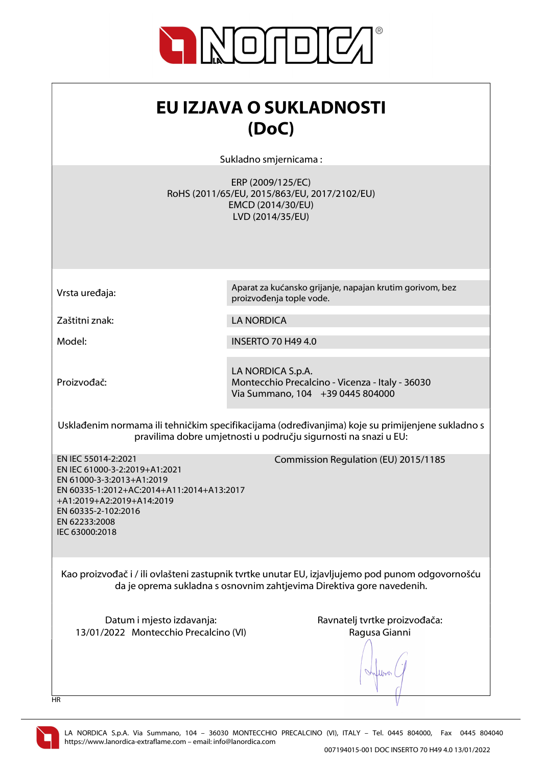# EU IZJAVA O SUKLADNOSTI (DoC)

Sukladno smjernicama :

ERP (2009/125/EC)
RoHS (2011/65/EU, 2015/863/EU, 2017/2102/EU)
EMCD (2014/30/EU)
LVD (2014/35/EU)

| | |
|---|---|
| Vrsta uređaja: | Aparat za kućansko grijanje, napajan krutim gorivom, bez proizvođenja tople vode. |
| Zaštitni znak: | LA NORDICA |
| Model: | INSERTO 70 H49 4.0 |
| Proizvođač: | LA NORDICA S.p.A.<br>Montecchio Precalcino - Vicenza - Italy - 36030<br>Via Summano, 104 +39 0445 804000 |

Usklađenim normama ili tehničkim specifikacijama (određivanjima) koje su primijenjene sukladno s pravilima dobre umjetnosti u području sigurnosti na snazi u EU:

EN IEC 55014-2:2021
EN IEC 61000-3-2:2019+A1:2021
EN 61000-3-3:2013+A1:2019
EN 60335-1:2012+AC:2014+A11:2014+A13:2017 +A1:2019+A2:2019+A14:2019
EN 60335-2-102:2016
EN 62233:2008
IEC 63000:2018

Commission Regulation (EU) 2015/1185

Kao proizvođač i / ili ovlašteni zastupnik tvrtke unutar EU, izjavljujemo pod punom odgovornošću da je oprema sukladna s osnovnim zahtjevima Direktiva gore navedenih.

Datum i mjesto izdavanja:
13/01/2022 Montecchio Precalcino (VI)

Ravnatelj tvrtke proizvođača:
Ragusa Gianni

HR

LA NORDICA S.p.A. Via Summano, 104 – 36030 MONTECCHIO PRECALCINO (VI), ITALY – Tel. 0445 804000, Fax 0445 804040
https://www.lanordica-extraflame.com – email: info@lanordica.com

007194015-001 DOC INSERTO 70 H49 4.0 13/01/2022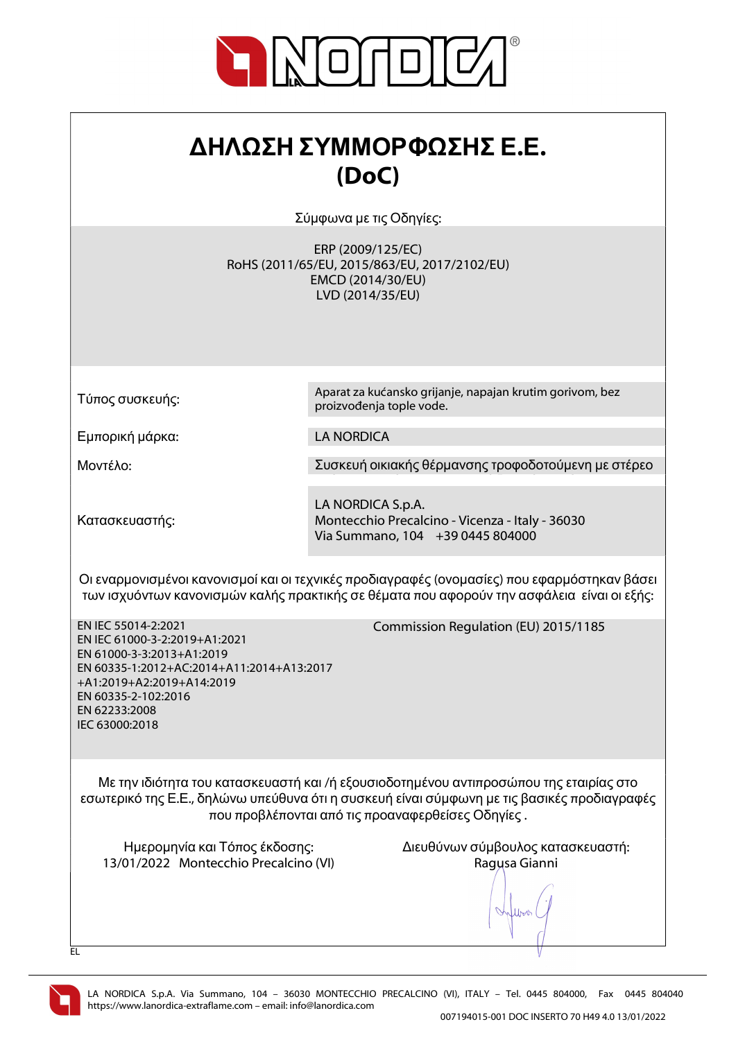# ΔΗΛΩΣΗ ΣΥΜΜΟΡΦΩΣΗΣ Ε.Ε. (DoC)

Σύμφωνα με τις Οδηγίες:

ERP (2009/125/EC)
RoHS (2011/65/EU, 2015/863/EU, 2017/2102/EU)
EMCD (2014/30/EU)
LVD (2014/35/EU)

| | |
|---|---|
| Τύπος συσκευής: | Aparat za kućansko grijanje, napajan krutim gorivom, bez proizvođenja tople vode. |
| Εμπορική μάρκα: | LA NORDICA |
| Μοντέλο: | Συσκευή οικιακής θέρμανσης τροφοδοτούμενη με στέρεο |
| Κατασκευαστής: | LA NORDICA S.p.A.<br>Montecchio Precalcino - Vicenza - Italy - 36030<br>Via Summano, 104 +39 0445 804000 |

Οι εναρμονισμένοι κανονισμοί και οι τεχνικές προδιαγραφές (ονομασίες) που εφαρμόστηκαν βάσει των ισχυόντων κανονισμών καλής πρακτικής σε θέματα που αφορούν την ασφάλεια είναι οι εξής:

EN IEC 55014-2:2021
EN IEC 61000-3-2:2019+A1:2021
EN 61000-3-3:2013+A1:2019
EN 60335-1:2012+AC:2014+A11:2014+A13:2017
+A1:2019+A2:2019+A14:2019
EN 60335-2-102:2016
EN 62233:2008
IEC 63000:2018

Commission Regulation (EU) 2015/1185

Με την ιδιότητα του κατασκευαστή και /ή εξουσιοδοτημένου αντιπροσώπου της εταιρίας στο εσωτερικό της Ε.Ε., δηλώνω υπεύθυνα ότι η συσκευή είναι σύμφωνη με τις βασικές προδιαγραφές που προβλέπονται από τις προαναφερθείσες Οδηγίες .

Ημερομηνία και Τόπος έκδοσης:
13/01/2022 Montecchio Precalcino (VI)

Διευθύνων σύμβουλος κατασκευαστή:
Ragusa Gianni

EL

LA NORDICA S.p.A. Via Summano, 104 – 36030 MONTECCHIO PRECALCINO (VI), ITALY – Tel. 0445 804000, Fax 0445 804040
https://www.lanordica-extraflame.com – email: info@lanordica.com

007194015-001 DOC INSERTO 70 H49 4.0 13/01/2022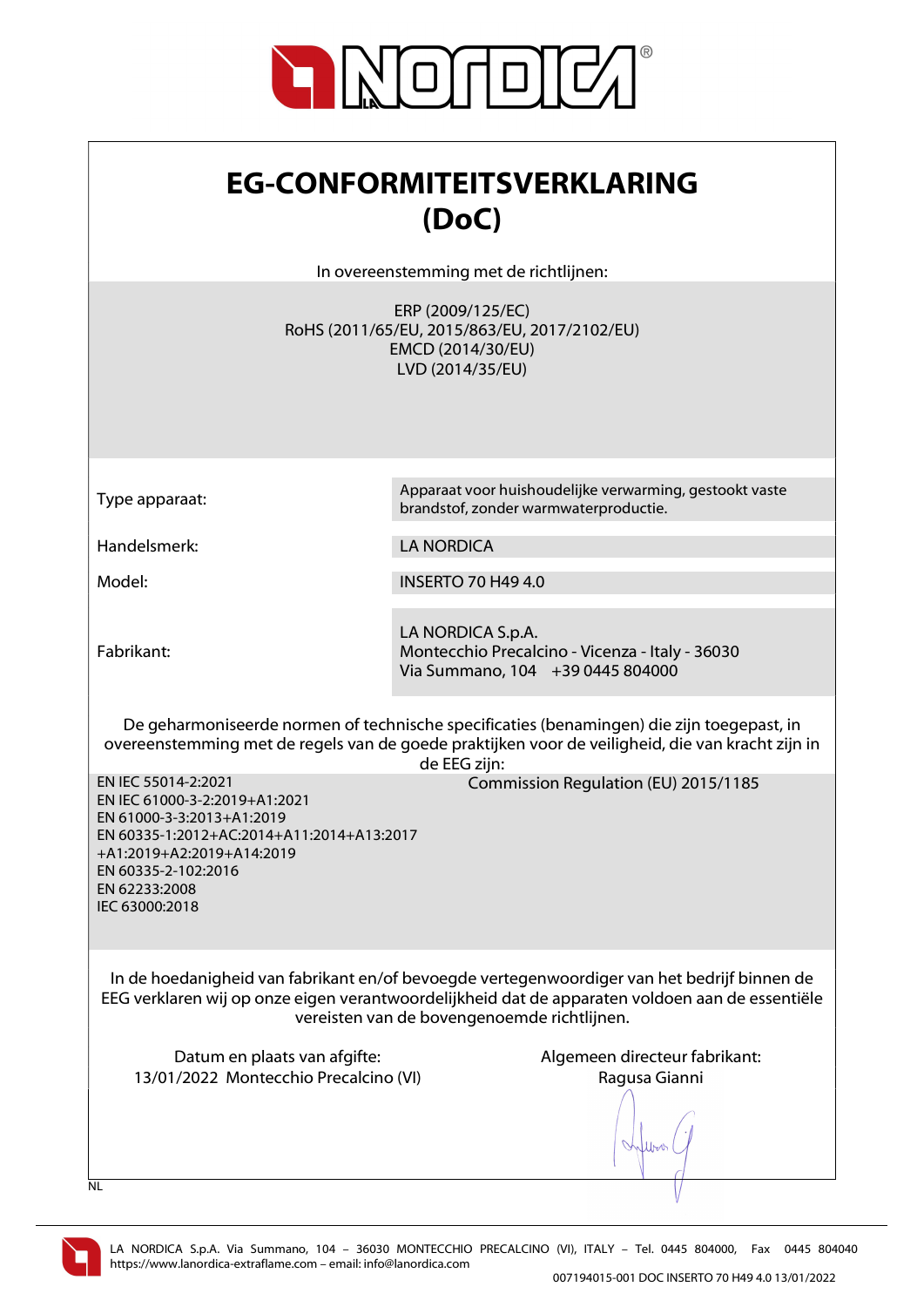# EG-CONFORMITEITSVERKLARING (DoC)

In overeenstemming met de richtlijnen:

ERP (2009/125/EC)
RoHS (2011/65/EU, 2015/863/EU, 2017/2102/EU)
EMCD (2014/30/EU)
LVD (2014/35/EU)

| | |
|---|---|
| Type apparaat: | Apparaat voor huishoudelijke verwarming, gestookt vaste brandstof, zonder warmwaterproductie. |
| Handelsmerk: | LA NORDICA |
| Model: | INSERTO 70 H49 4.0 |
| Fabrikant: | LA NORDICA S.p.A.<br>Montecchio Precalcino - Vicenza - Italy - 36030<br>Via Summano, 104 +39 0445 804000 |

De geharmoniseerde normen of technische specificaties (benamingen) die zijn toegepast, in overeenstemming met de regels van de goede praktijken voor de veiligheid, die van kracht zijn in de EEG zijn:

EN IEC 55014-2:2021
EN IEC 61000-3-2:2019+A1:2021
EN 61000-3-3:2013+A1:2019
EN 60335-1:2012+AC:2014+A11:2014+A13:2017+A1:2019+A2:2019+A14:2019
EN 60335-2-102:2016
EN 62233:2008
IEC 63000:2018

Commission Regulation (EU) 2015/1185

In de hoedanigheid van fabrikant en/of bevoegde vertegenwoordiger van het bedrijf binnen de EEG verklaren wij op onze eigen verantwoordelijkheid dat de apparaten voldoen aan de essentiële vereisten van de bovengenoemde richtlijnen.

Datum en plaats van afgifte:
13/01/2022 Montecchio Precalcino (VI)

Algemeen directeur fabrikant:
Ragusa Gianni

NL

LA NORDICA S.p.A. Via Summano, 104 – 36030 MONTECCHIO PRECALCINO (VI), ITALY – Tel. 0445 804000, Fax 0445 804040
https://www.lanordica-extraflame.com – email: info@lanordica.com

007194015-001 DOC INSERTO 70 H49 4.0 13/01/2022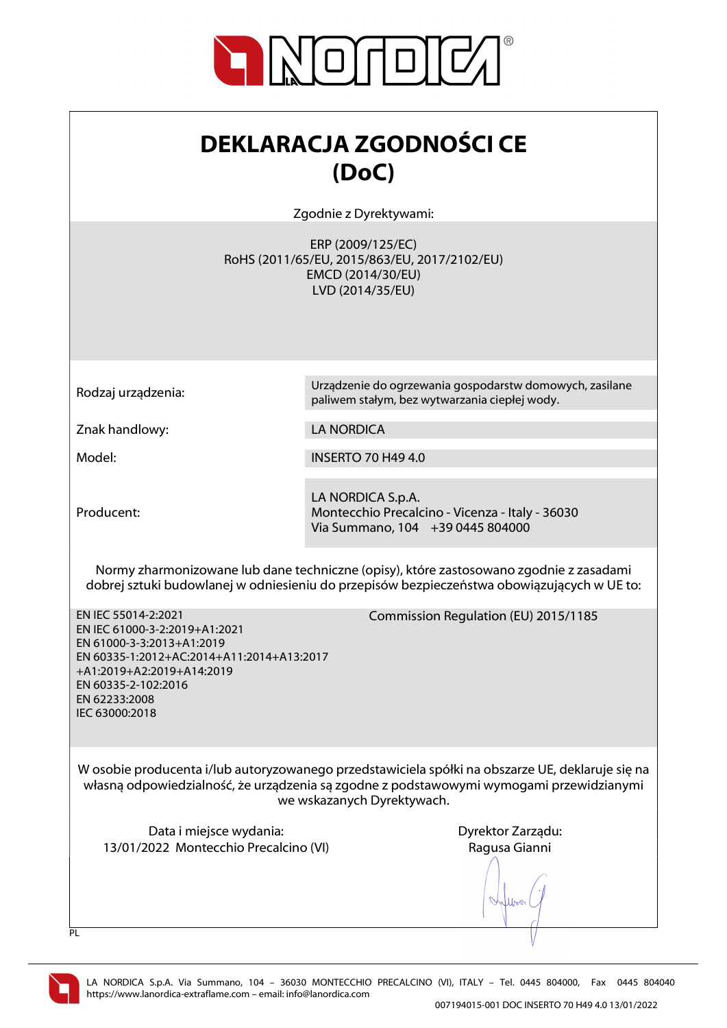# DEKLARACJA ZGODNOŚCI CE (DoC)

Zgodnie z Dyrektywami:

ERP (2009/125/EC)
RoHS (2011/65/EU, 2015/863/EU, 2017/2102/EU)
EMCD (2014/30/EU)
LVD (2014/35/EU)

| | |
|---|---|
| Rodzaj urządzenia: | Urządzenie do ogrzewania gospodarstw domowych, zasilane paliwem stałym, bez wytwarzania ciepłej wody. |
| Znak handlowy: | LA NORDICA |
| Model: | INSERTO 70 H49 4.0 |
| Producent: | LA NORDICA S.p.A.<br>Montecchio Precalcino - Vicenza - Italy - 36030<br>Via Summano, 104 +39 0445 804000 |

Normy zharmonizowane lub dane techniczne (opisy), które zastosowano zgodnie z zasadami dobrej sztuki budowlanej w odniesieniu do przepisów bezpieczeństwa obowiązujących w UE to:

EN IEC 55014-2:2021
EN IEC 61000-3-2:2019+A1:2021
EN 61000-3-3:2013+A1:2019
EN 60335-1:2012+AC:2014+A11:2014+A13:2017 +A1:2019+A2:2019+A14:2019
EN 60335-2-102:2016
EN 62233:2008
IEC 63000:2018

Commission Regulation (EU) 2015/1185

W osobie producenta i/lub autoryzowanego przedstawiciela spółki na obszarze UE, deklaruje się na własną odpowiedzialność, że urządzenia są zgodne z podstawowymi wymogami przewidzianymi we wskazanych Dyrektywach.

Data i miejsce wydania:
13/01/2022 Montecchio Precalcino (VI)

Dyrektor Zarządu:
Ragusa Gianni

PL

LA NORDICA S.p.A. Via Summano, 104 – 36030 MONTECCHIO PRECALCINO (VI), ITALY – Tel. 0445 804000, Fax 0445 804040
https://www.lanordica-extraflame.com – email: info@lanordica.com

007194015-001 DOC INSERTO 70 H49 4.0 13/01/2022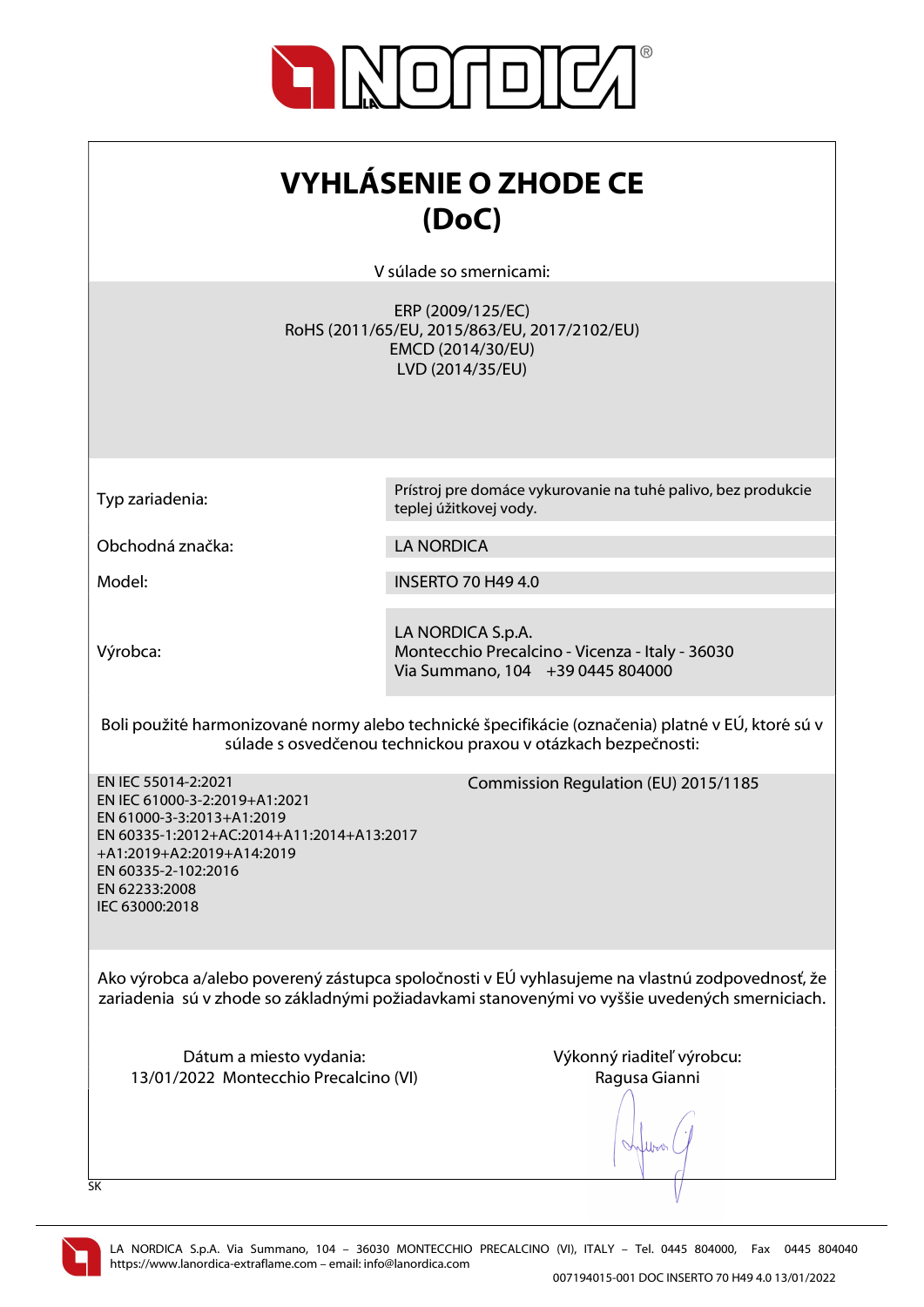# VYHLÁSENIE O ZHODE CE (DoC)

V súlade so smernicami:

ERP (2009/125/EC)
RoHS (2011/65/EU, 2015/863/EU, 2017/2102/EU)
EMCD (2014/30/EU)
LVD (2014/35/EU)

| | |
|---|---|
| Typ zariadenia: | Prístroj pre domáce vykurovanie na tuhé palivo, bez produkcie teplej úžitkovej vody. |
| Obchodná značka: | LA NORDICA |
| Model: | INSERTO 70 H49 4.0 |
| Výrobca: | LA NORDICA S.p.A.<br>Montecchio Precalcino - Vicenza - Italy - 36030<br>Via Summano, 104 +39 0445 804000 |

Boli použité harmonizované normy alebo technické špecifikácie (označenia) platné v EÚ, ktoré sú v súlade s osvedčenou technickou praxou v otázkach bezpečnosti:

EN IEC 55014-2:2021
EN IEC 61000-3-2:2019+A1:2021
EN 61000-3-3:2013+A1:2019
EN 60335-1:2012+AC:2014+A11:2014+A13:2017+A1:2019+A2:2019+A14:2019
EN 60335-2-102:2016
EN 62233:2008
IEC 63000:2018

Commission Regulation (EU) 2015/1185

Ako výrobca a/alebo poverený zástupca spoločnosti v EÚ vyhlasujeme na vlastnú zodpovednosť, že zariadenia sú v zhode so základnými požiadavkami stanovenými vo vyššie uvedených smerniciach.

Dátum a miesto vydania:
13/01/2022 Montecchio Precalcino (VI)

Výkonný riaditeľ výrobcu:
Ragusa Gianni

SK

LA NORDICA S.p.A. Via Summano, 104 – 36030 MONTECCHIO PRECALCINO (VI), ITALY – Tel. 0445 804000, Fax 0445 804040
https://www.lanordica-extraflame.com – email: info@lanordica.com

007194015-001 DOC INSERTO 70 H49 4.0 13/01/2022